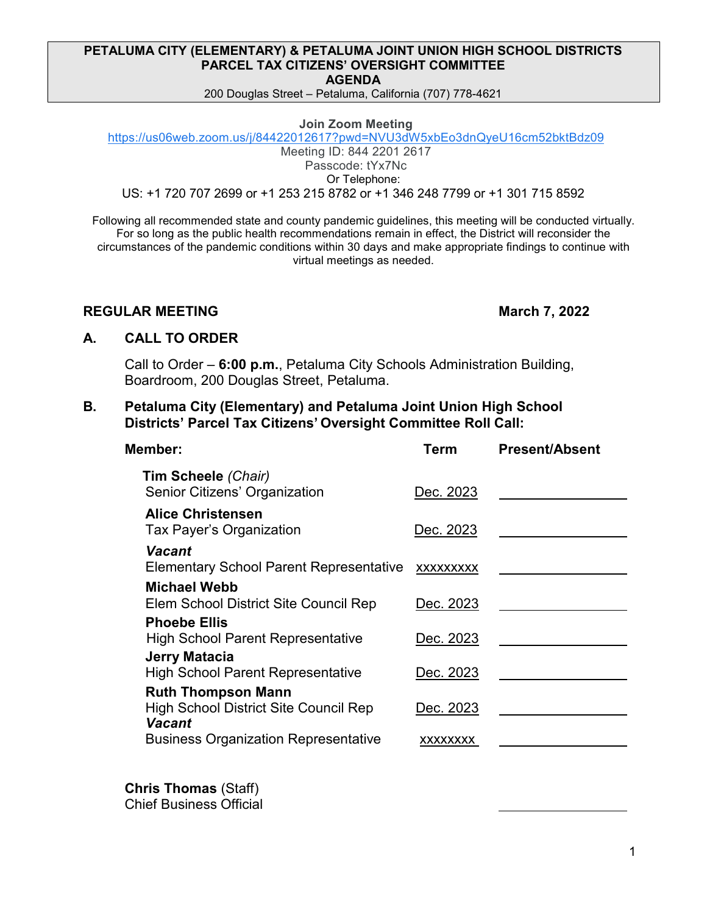# PETALUMA CITY (ELEMENTARY) & PETALUMA JOINT UNION HIGH SCHOOL DISTRICTS PARCEL TAX CITIZENS' OVERSIGHT COMMITTEE AGENDA

200 Douglas Street – Petaluma, California (707) 778-4621

**Join Zoom Meeting**
https://us06web.zoom.us/j/84422012617?pwd=NVU3dW5xbEo3dnQyeU16cm52bktBdz09
Meeting ID: 844 2201 2617
Passcode: tYx7Nc
Or Telephone:
US: +1 720 707 2699 or +1 253 215 8782 or +1 346 248 7799 or +1 301 715 8592

Following all recommended state and county pandemic guidelines, this meeting will be conducted virtually. For so long as the public health recommendations remain in effect, the District will reconsider the circumstances of the pandemic conditions within 30 days and make appropriate findings to continue with virtual meetings as needed.

**REGULAR MEETING** **March 7, 2022**

## A. CALL TO ORDER

Call to Order – **6:00 p.m.**, Petaluma City Schools Administration Building, Boardroom, 200 Douglas Street, Petaluma.

## B. Petaluma City (Elementary) and Petaluma Joint Union High School Districts' Parcel Tax Citizens' Oversight Committee Roll Call:

| Member: | Term | Present/Absent |
|---|---|---|
| **Tim Scheele** *(Chair)*<br>Senior Citizens' Organization | Dec. 2023 | |
| **Alice Christensen**<br>Tax Payer's Organization | Dec. 2023 | |
| ***Vacant***<br>Elementary School Parent Representative | xxxxxxxxx | |
| **Michael Webb**<br>Elem School District Site Council Rep | Dec. 2023 | |
| **Phoebe Ellis**<br>High School Parent Representative | Dec. 2023 | |
| **Jerry Matacia**<br>High School Parent Representative | Dec. 2023 | |
| **Ruth Thompson Mann**<br>High School District Site Council Rep | Dec. 2023 | |
| ***Vacant***<br>Business Organization Representative | xxxxxxxx | |
| **Chris Thomas** (Staff)<br>Chief Business Official | | |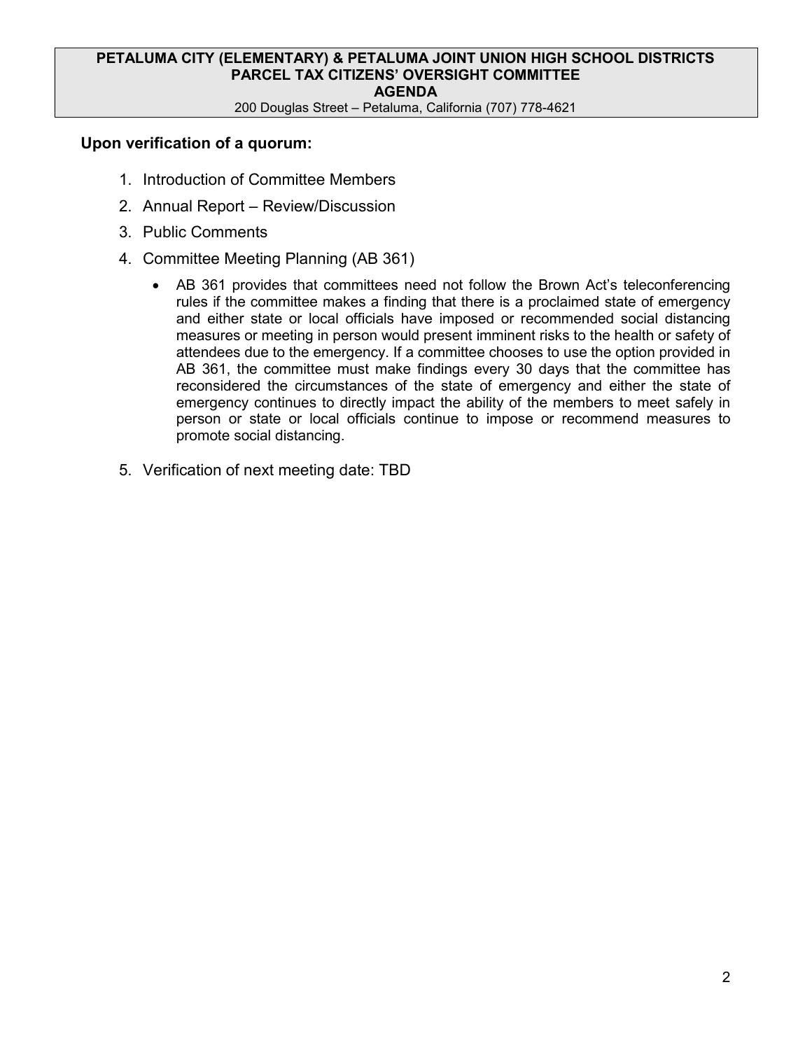**PETALUMA CITY (ELEMENTARY) & PETALUMA JOINT UNION HIGH SCHOOL DISTRICTS**
**PARCEL TAX CITIZENS' OVERSIGHT COMMITTEE**
**AGENDA**
200 Douglas Street – Petaluma, California (707) 778-4621

**Upon verification of a quorum:**

1. Introduction of Committee Members
2. Annual Report – Review/Discussion
3. Public Comments
4. Committee Meeting Planning (AB 361)
   - AB 361 provides that committees need not follow the Brown Act's teleconferencing rules if the committee makes a finding that there is a proclaimed state of emergency and either state or local officials have imposed or recommended social distancing measures or meeting in person would present imminent risks to the health or safety of attendees due to the emergency. If a committee chooses to use the option provided in AB 361, the committee must make findings every 30 days that the committee has reconsidered the circumstances of the state of emergency and either the state of emergency continues to directly impact the ability of the members to meet safely in person or state or local officials continue to impose or recommend measures to promote social distancing.
5. Verification of next meeting date: TBD